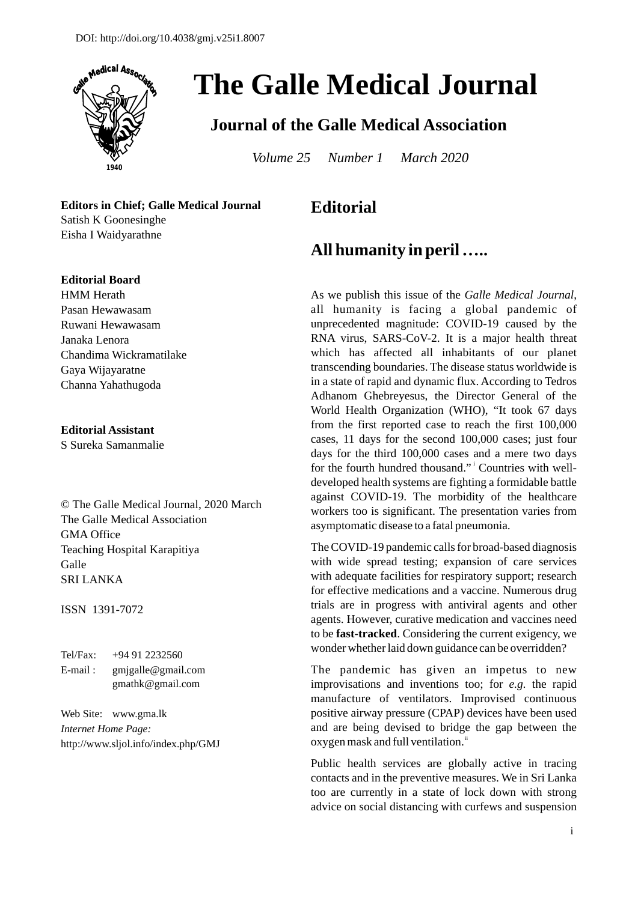DOI: http://doi.org/10.4038/gmj.v25i1.8007

# The Galle Medical Journal

## Journal of the Galle Medical Association

*Volume 25 Number 1 March 2020*

**Editors in Chief; Galle Medical Journal**
Satish K Goonesinghe
Eisha I Waidyarathne

**Editorial Board**
HMM Herath
Pasan Hewawasam
Ruwani Hewawasam
Janaka Lenora
Chandima Wickramatilake
Gaya Wijayaratne
Channa Yahathugoda

**Editorial Assistant**
S Sureka Samanmalie

© The Galle Medical Journal, 2020 March
The Galle Medical Association
GMA Office
Teaching Hospital Karapitiya
Galle
SRI LANKA

ISSN 1391-7072

Tel/Fax: +94 91 2232560
E-mail : gmjgalle@gmail.com
gmathk@gmail.com

Web Site: www.gma.lk
*Internet Home Page:*
http://www.sljol.info/index.php/GMJ

## Editorial

## All humanity in peril …..

As we publish this issue of the *Galle Medical Journal*, all humanity is facing a global pandemic of unprecedented magnitude: COVID-19 caused by the RNA virus, SARS-CoV-2. It is a major health threat which has affected all inhabitants of our planet transcending boundaries. The disease status worldwide is in a state of rapid and dynamic flux. According to Tedros Adhanom Ghebreyesus, the Director General of the World Health Organization (WHO), "It took 67 days from the first reported case to reach the first 100,000 cases, 11 days for the second 100,000 cases; just four days for the third 100,000 cases and a mere two days for the fourth hundred thousand."[i] Countries with well-developed health systems are fighting a formidable battle against COVID-19. The morbidity of the healthcare workers too is significant. The presentation varies from asymptomatic disease to a fatal pneumonia.

The COVID-19 pandemic calls for broad-based diagnosis with wide spread testing; expansion of care services with adequate facilities for respiratory support; research for effective medications and a vaccine. Numerous drug trials are in progress with antiviral agents and other agents. However, curative medication and vaccines need to be **fast-tracked**. Considering the current exigency, we wonder whether laid down guidance can be overridden?

The pandemic has given an impetus to new improvisations and inventions too; for *e.g.* the rapid manufacture of ventilators. Improvised continuous positive airway pressure (CPAP) devices have been used and are being devised to bridge the gap between the oxygen mask and full ventilation.[ii]

Public health services are globally active in tracing contacts and in the preventive measures. We in Sri Lanka too are currently in a state of lock down with strong advice on social distancing with curfews and suspension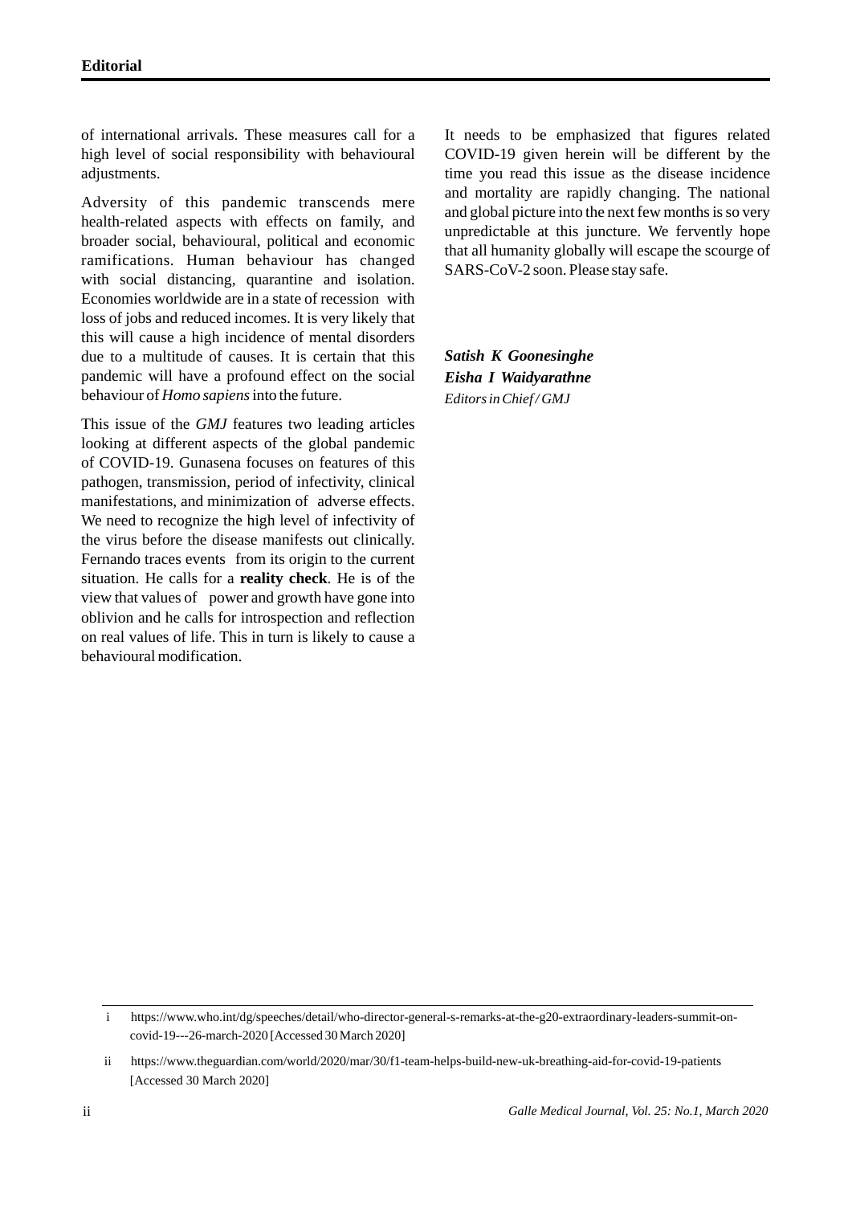of international arrivals. These measures call for a high level of social responsibility with behavioural adjustments.

Adversity of this pandemic transcends mere health-related aspects with effects on family, and broader social, behavioural, political and economic ramifications. Human behaviour has changed with social distancing, quarantine and isolation. Economies worldwide are in a state of recession with loss of jobs and reduced incomes. It is very likely that this will cause a high incidence of mental disorders due to a multitude of causes. It is certain that this pandemic will have a profound effect on the social behaviour of *Homo sapiens* into the future.

This issue of the *GMJ* features two leading articles looking at different aspects of the global pandemic of COVID-19. Gunasena focuses on features of this pathogen, transmission, period of infectivity, clinical manifestations, and minimization of adverse effects. We need to recognize the high level of infectivity of the virus before the disease manifests out clinically. Fernando traces events from its origin to the current situation. He calls for a **reality check**. He is of the view that values of power and growth have gone into oblivion and he calls for introspection and reflection on real values of life. This in turn is likely to cause a behavioural modification.

It needs to be emphasized that figures related COVID-19 given herein will be different by the time you read this issue as the disease incidence and mortality are rapidly changing. The national and global picture into the next few months is so very unpredictable at this juncture. We fervently hope that all humanity globally will escape the scourge of SARS-CoV-2 soon. Please stay safe.

***Satish K Goonesinghe***
***Eisha I Waidyarathne***
*Editors in Chief / GMJ*

---

i https://www.who.int/dg/speeches/detail/who-director-general-s-remarks-at-the-g20-extraordinary-leaders-summit-on-covid-19---26-march-2020 [Accessed 30 March 2020]

ii https://www.theguardian.com/world/2020/mar/30/f1-team-helps-build-new-uk-breathing-aid-for-covid-19-patients [Accessed 30 March 2020]